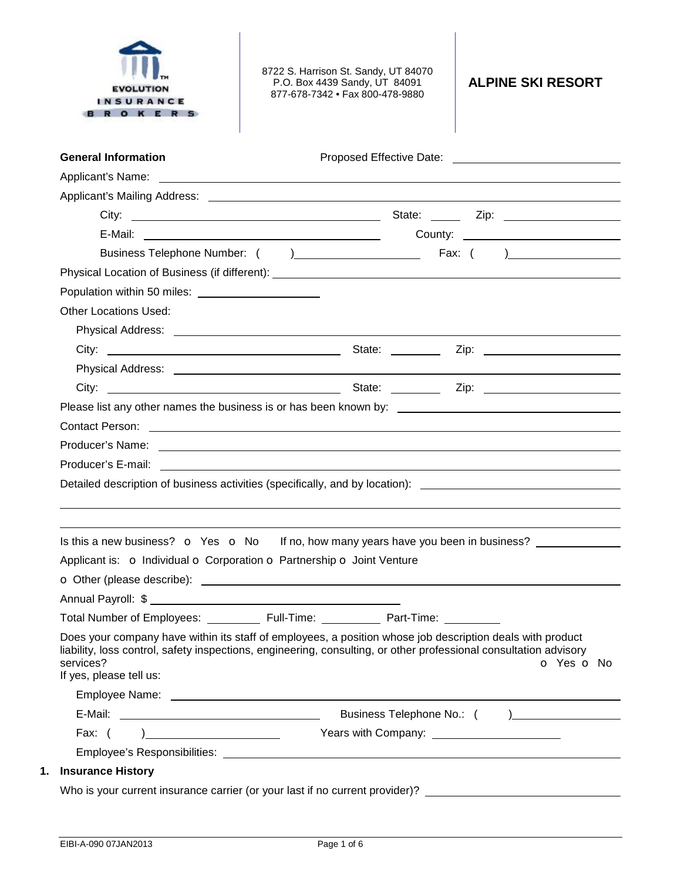EVOLUTION INSURANCE BROKERS

8722 S. Harrison St. Sandy, UT 84070
P.O. Box 4439 Sandy, UT 84091
877-678-7342 • Fax 800-478-9880

# ALPINE SKI RESORT

**General Information** Proposed Effective Date: ______________________

Applicant's Name: ______________________

Applicant's Mailing Address: ______________________

City: ______________________ State: _____ Zip: ______________________

E-Mail: ______________________ County: ______________________

Business Telephone Number: ( ) ______________________ Fax: ( ) ______________________

Physical Location of Business (if different): ______________________

Population within 50 miles: ______________________

Other Locations Used:

Physical Address: ______________________

City: ______________________ State: ________ Zip: ______________________

Physical Address: ______________________

City: ______________________ State: ________ Zip: ______________________

Please list any other names the business is or has been known by: ______________________

Contact Person: ______________________

Producer's Name: ______________________

Producer's E-mail: ______________________

Detailed description of business activities (specifically, and by location): ______________________

______________________

______________________

Is this a new business? o Yes o No If no, how many years have you been in business? ____________

Applicant is: o Individual o Corporation o Partnership o Joint Venture

o Other (please describe): ______________________

Annual Payroll: $ ______________________

Total Number of Employees: _________ Full-Time: _________ Part-Time: _________

Does your company have within its staff of employees, a position whose job description deals with product liability, loss control, safety inspections, engineering, consulting, or other professional consultation advisory services? o Yes o No

If yes, please tell us:

Employee Name: ______________________

E-Mail: ______________________ Business Telephone No.: ( ) ______________________

Fax: ( ) ______________________ Years with Company: ______________________

Employee's Responsibilities: ______________________

1. **Insurance History**

Who is your current insurance carrier (or your last if no current provider)? ______________________

EIBI-A-090 07JAN2013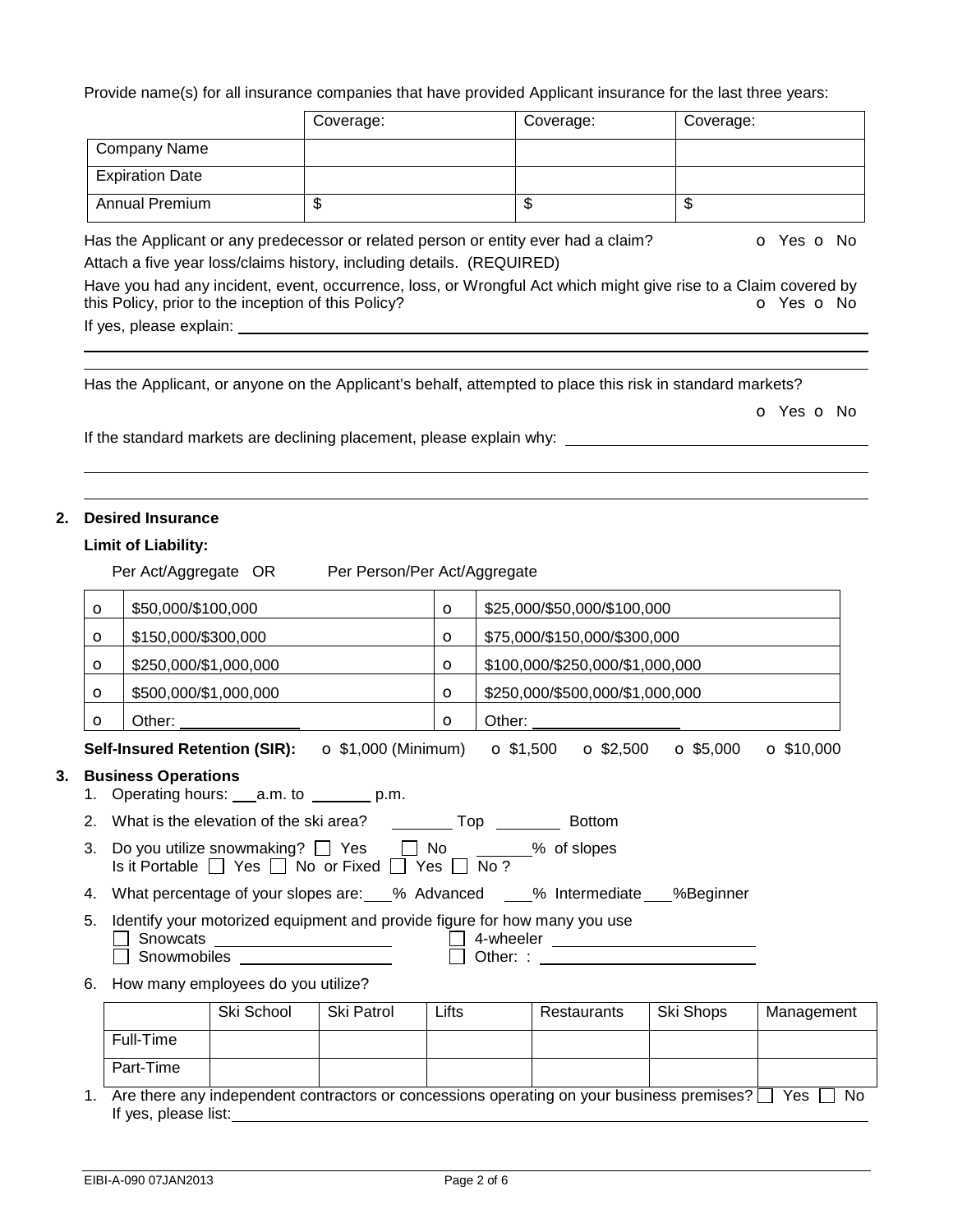Provide name(s) for all insurance companies that have provided Applicant insurance for the last three years:

| | Coverage: | Coverage: | Coverage: |
|---|---|---|---|
| Company Name | | | |
| Expiration Date | | | |
| Annual Premium | $ | $ | $ |

Has the Applicant or any predecessor or related person or entity ever had a claim? o Yes o No

Attach a five year loss/claims history, including details. (REQUIRED)

Have you had any incident, event, occurrence, loss, or Wrongful Act which might give rise to a Claim covered by this Policy, prior to the inception of this Policy? o Yes o No

If yes, please explain: ______________________________________________

______________________________________________

______________________________________________

Has the Applicant, or anyone on the Applicant's behalf, attempted to place this risk in standard markets?

o Yes o No

If the standard markets are declining placement, please explain why: ______________________________

______________________________________________

______________________________________________

## 2. Desired Insurance

**Limit of Liability:**

Per Act/Aggregate OR Per Person/Per Act/Aggregate

| | Per Act/Aggregate | | Per Person/Per Act/Aggregate |
|---|---|---|---|
| o | $50,000/$100,000 | o | $25,000/$50,000/$100,000 |
| o | $150,000/$300,000 | o | $75,000/$150,000/$300,000 |
| o | $250,000/$1,000,000 | o | $100,000/$250,000/$1,000,000 |
| o | $500,000/$1,000,000 | o | $250,000/$500,000/$1,000,000 |
| o | Other: ______________ | o | Other: ______________ |

**Self-Insured Retention (SIR):** o $1,000 (Minimum) o $1,500 o $2,500 o $5,000 o $10,000

## 3. Business Operations

1. Operating hours: ___a.m. to _______ p.m.
2. What is the elevation of the ski area? _______ Top _______ Bottom
3. Do you utilize snowmaking? ☐ Yes ☐ No ______% of slopes
   Is it Portable ☐ Yes ☐ No or Fixed ☐ Yes ☐ No ?
4. What percentage of your slopes are: ___% Advanced ___% Intermediate ___%Beginner
5. Identify your motorized equipment and provide figure for how many you use
   - ☐ Snowcats ______________
   - ☐ 4-wheeler ______________
   - ☐ Snowmobiles ______________
   - ☐ Other: : ______________
6. How many employees do you utilize?

| | Ski School | Ski Patrol | Lifts | Restaurants | Ski Shops | Management |
|---|---|---|---|---|---|---|
| Full-Time | | | | | | |
| Part-Time | | | | | | |

1. Are there any independent contractors or concessions operating on your business premises? ☐ Yes ☐ No
   If yes, please list: ______________________________________________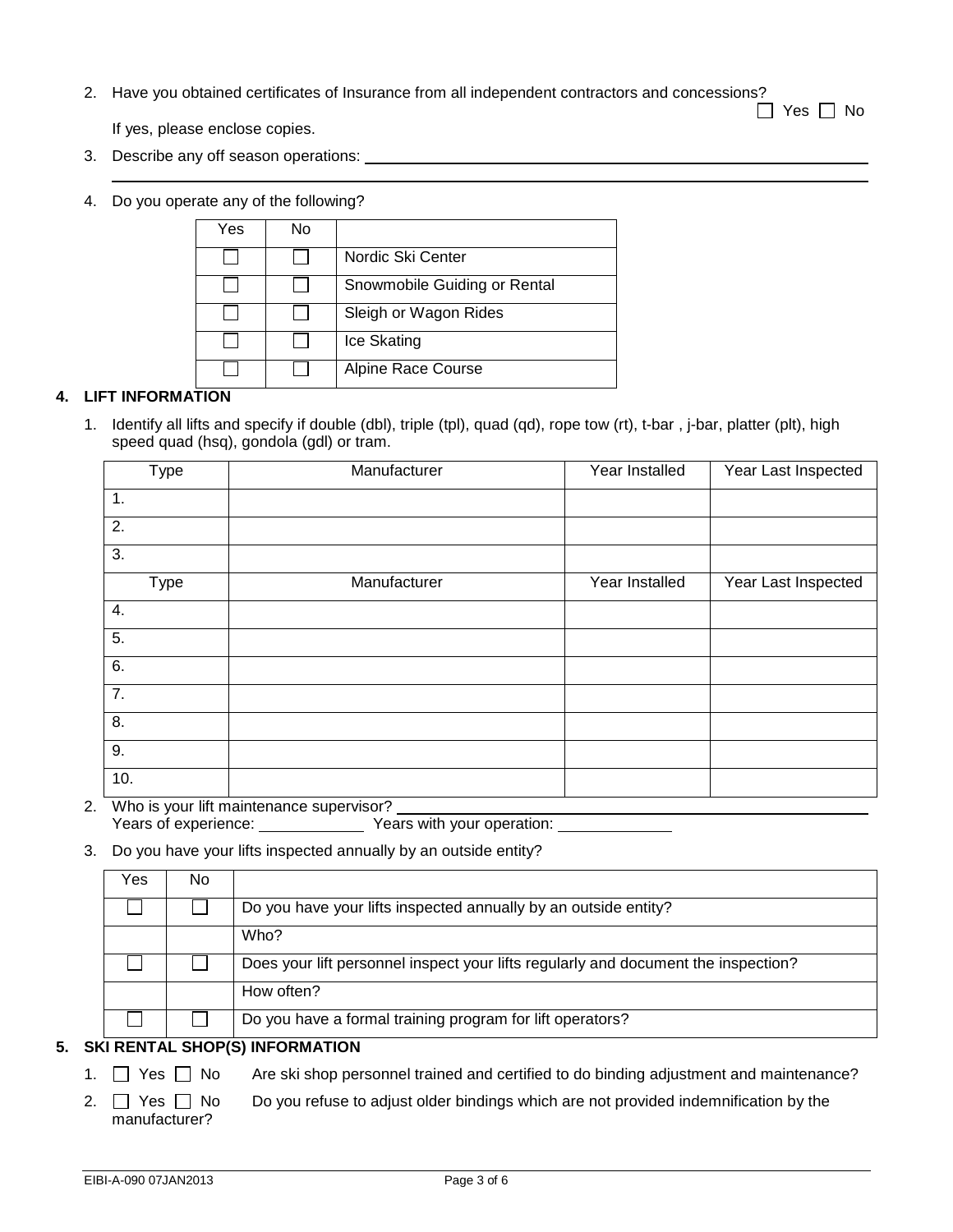2. Have you obtained certificates of Insurance from all independent contractors and concessions? ☐ Yes ☐ No

   If yes, please enclose copies.

3. Describe any off season operations: \_\_\_\_\_\_\_\_\_\_\_\_\_\_\_\_\_\_\_\_\_\_\_\_\_\_\_\_\_\_\_\_\_\_\_\_\_\_\_\_

4. Do you operate any of the following?

| Yes | No | |
|---|---|---|
| ☐ | ☐ | Nordic Ski Center |
| ☐ | ☐ | Snowmobile Guiding or Rental |
| ☐ | ☐ | Sleigh or Wagon Rides |
| ☐ | ☐ | Ice Skating |
| ☐ | ☐ | Alpine Race Course |

## 4. LIFT INFORMATION

1. Identify all lifts and specify if double (dbl), triple (tpl), quad (qd), rope tow (rt), t-bar , j-bar, platter (plt), high speed quad (hsq), gondola (gdl) or tram.

| Type | Manufacturer | Year Installed | Year Last Inspected |
|---|---|---|---|
| 1. | | | |
| 2. | | | |
| 3. | | | |
| 4. | | | |
| 5. | | | |
| 6. | | | |
| 7. | | | |
| 8. | | | |
| 9. | | | |
| 10. | | | |

2. Who is your lift maintenance supervisor? \_\_\_\_\_\_\_\_\_\_\_\_\_\_\_\_\_\_\_\_
   Years of experience: \_\_\_\_\_\_\_\_\_\_ Years with your operation: \_\_\_\_\_\_\_\_\_\_

3. Do you have your lifts inspected annually by an outside entity?

| Yes | No | |
|---|---|---|
| ☐ | ☐ | Do you have your lifts inspected annually by an outside entity? |
| | | Who? |
| ☐ | ☐ | Does your lift personnel inspect your lifts regularly and document the inspection? |
| | | How often? |
| ☐ | ☐ | Do you have a formal training program for lift operators? |

## 5. SKI RENTAL SHOP(S) INFORMATION

1. ☐ Yes ☐ No Are ski shop personnel trained and certified to do binding adjustment and maintenance?
2. ☐ Yes ☐ No Do you refuse to adjust older bindings which are not provided indemnification by the manufacturer?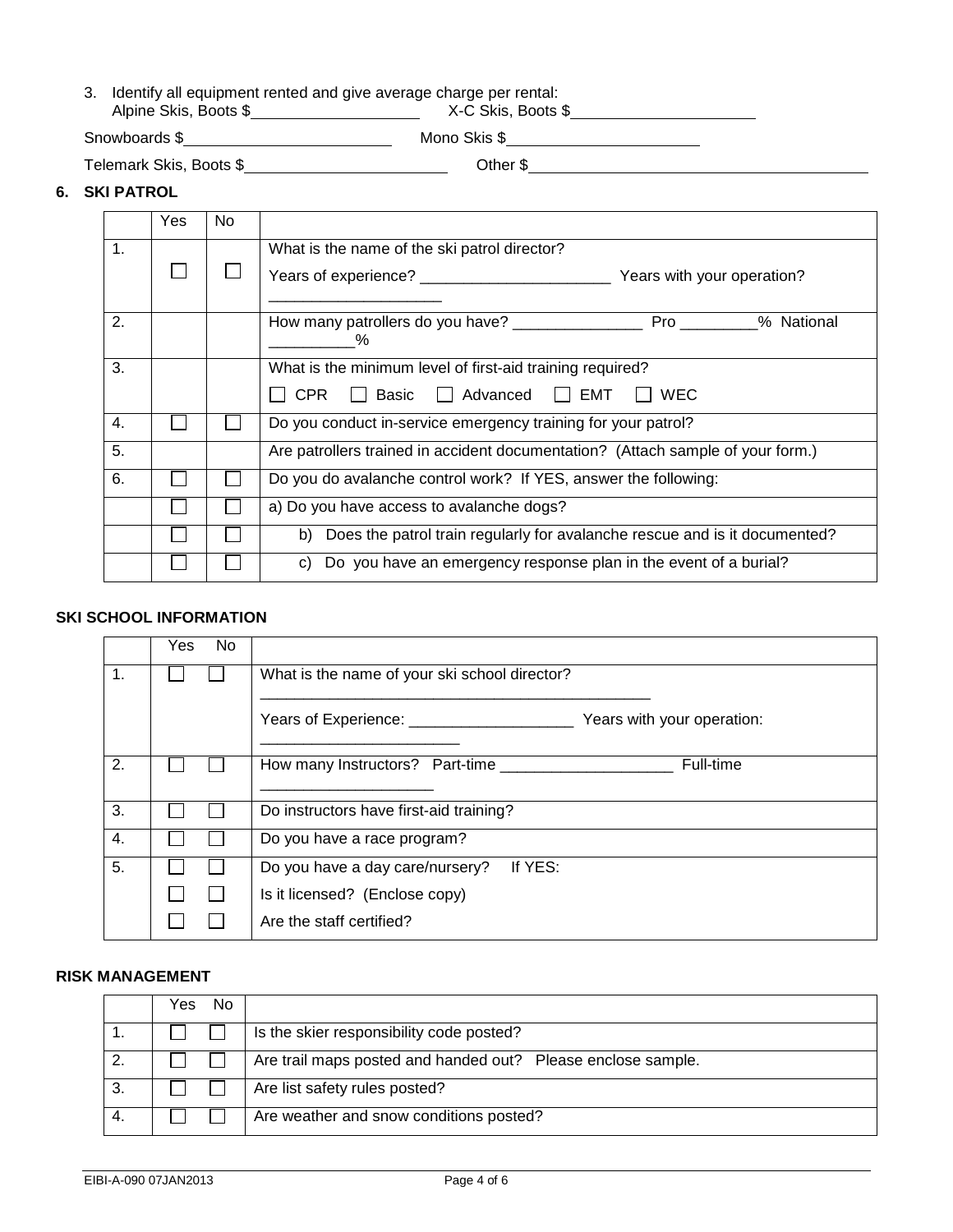3. Identify all equipment rented and give average charge per rental:
   Alpine Skis, Boots $____________________ X-C Skis, Boots $______________________

Snowboards $________________________ Mono Skis $______________________

Telemark Skis, Boots $_______________________ Other $________________________________________

## 6. SKI PATROL

| | Yes | No | |
|---|---|---|---|
| 1. | ☐ | ☐ | What is the name of the ski patrol director?<br>Years of experience? ______________________ Years with your operation? ____________________ |
| 2. | | | How many patrollers do you have? _______________ Pro _________% National __________% |
| 3. | | | What is the minimum level of first-aid training required?<br>☐ CPR ☐ Basic ☐ Advanced ☐ EMT ☐ WEC |
| 4. | ☐ | ☐ | Do you conduct in-service emergency training for your patrol? |
| 5. | | | Are patrollers trained in accident documentation? (Attach sample of your form.) |
| 6. | ☐ | ☐ | Do you do avalanche control work? If YES, answer the following: |
| | ☐ | ☐ | a) Do you have access to avalanche dogs? |
| | ☐ | ☐ | b) Does the patrol train regularly for avalanche rescue and is it documented? |
| | ☐ | ☐ | c) Do you have an emergency response plan in the event of a burial? |

### SKI SCHOOL INFORMATION

| | Yes | No | |
|---|---|---|---|
| 1. | ☐ | ☐ | What is the name of your ski school director?<br>_______________________________________________<br>Years of Experience: ___________________ Years with your operation: _______________________ |
| 2. | ☐ | ☐ | How many Instructors? Part-time ____________________ Full-time ____________________ |
| 3. | ☐ | ☐ | Do instructors have first-aid training? |
| 4. | ☐ | ☐ | Do you have a race program? |
| 5. | ☐ | ☐ | Do you have a day care/nursery? If YES: |
| | ☐ | ☐ | Is it licensed? (Enclose copy) |
| | ☐ | ☐ | Are the staff certified? |

### RISK MANAGEMENT

| | Yes | No | |
|---|---|---|---|
| 1. | ☐ | ☐ | Is the skier responsibility code posted? |
| 2. | ☐ | ☐ | Are trail maps posted and handed out? Please enclose sample. |
| 3. | ☐ | ☐ | Are list safety rules posted? |
| 4. | ☐ | ☐ | Are weather and snow conditions posted? |

EIBI-A-090 07JAN2013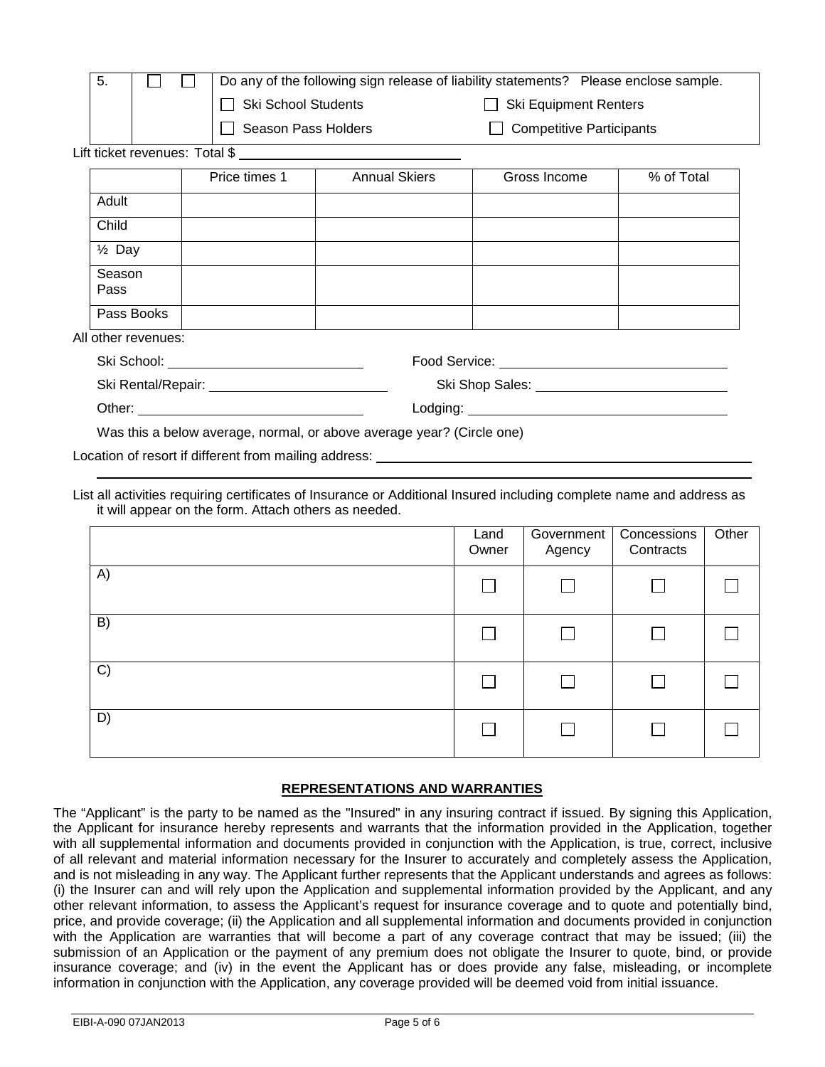| 5. | ☐ | ☐ | Do any of the following sign release of liability statements? Please enclose sample. |
|---|---|---|---|
| | | | ☐ Ski School Students ☐ Ski Equipment Renters |
| | | | ☐ Season Pass Holders ☐ Competitive Participants |

Lift ticket revenues: Total $ ____________________

| | Price times 1 | Annual Skiers | Gross Income | % of Total |
|---|---|---|---|---|
| Adult | | | | |
| Child | | | | |
| ½ Day | | | | |
| Season Pass | | | | |
| Pass Books | | | | |

All other revenues:

Ski School: ____________________ Food Service: ____________________

Ski Rental/Repair: ____________________ Ski Shop Sales: ____________________

Other: ____________________ Lodging: ____________________

Was this a below average, normal, or above average year? (Circle one)

Location of resort if different from mailing address: ____________________

List all activities requiring certificates of Insurance or Additional Insured including complete name and address as it will appear on the form. Attach others as needed.

| | Land Owner | Government Agency | Concessions Contracts | Other |
|---|---|---|---|---|
| A) | ☐ | ☐ | ☐ | ☐ |
| B) | ☐ | ☐ | ☐ | ☐ |
| C) | ☐ | ☐ | ☐ | ☐ |
| D) | ☐ | ☐ | ☐ | ☐ |

## REPRESENTATIONS AND WARRANTIES

The "Applicant" is the party to be named as the "Insured" in any insuring contract if issued. By signing this Application, the Applicant for insurance hereby represents and warrants that the information provided in the Application, together with all supplemental information and documents provided in conjunction with the Application, is true, correct, inclusive of all relevant and material information necessary for the Insurer to accurately and completely assess the Application, and is not misleading in any way. The Applicant further represents that the Applicant understands and agrees as follows: (i) the Insurer can and will rely upon the Application and supplemental information provided by the Applicant, and any other relevant information, to assess the Applicant's request for insurance coverage and to quote and potentially bind, price, and provide coverage; (ii) the Application and all supplemental information and documents provided in conjunction with the Application are warranties that will become a part of any coverage contract that may be issued; (iii) the submission of an Application or the payment of any premium does not obligate the Insurer to quote, bind, or provide insurance coverage; and (iv) in the event the Applicant has or does provide any false, misleading, or incomplete information in conjunction with the Application, any coverage provided will be deemed void from initial issuance.

EIBI-A-090 07JAN2013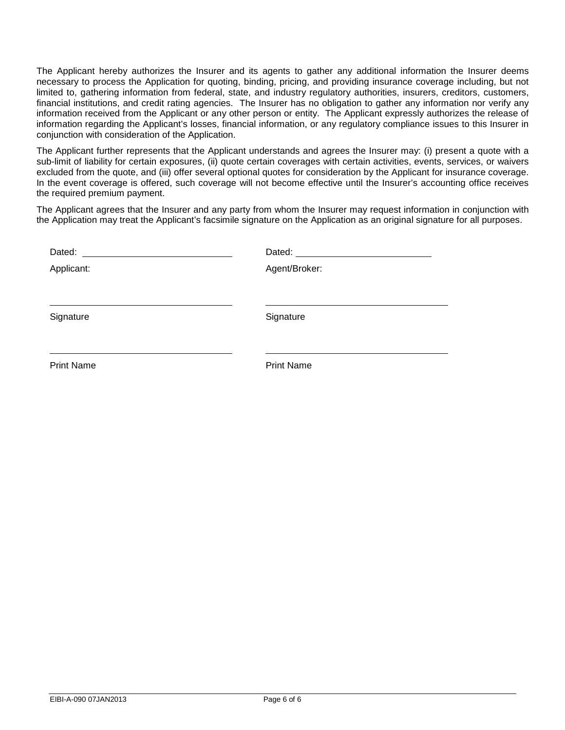The Applicant hereby authorizes the Insurer and its agents to gather any additional information the Insurer deems necessary to process the Application for quoting, binding, pricing, and providing insurance coverage including, but not limited to, gathering information from federal, state, and industry regulatory authorities, insurers, creditors, customers, financial institutions, and credit rating agencies. The Insurer has no obligation to gather any information nor verify any information received from the Applicant or any other person or entity. The Applicant expressly authorizes the release of information regarding the Applicant's losses, financial information, or any regulatory compliance issues to this Insurer in conjunction with consideration of the Application.

The Applicant further represents that the Applicant understands and agrees the Insurer may: (i) present a quote with a sub-limit of liability for certain exposures, (ii) quote certain coverages with certain activities, events, services, or waivers excluded from the quote, and (iii) offer several optional quotes for consideration by the Applicant for insurance coverage. In the event coverage is offered, such coverage will not become effective until the Insurer's accounting office receives the required premium payment.

The Applicant agrees that the Insurer and any party from whom the Insurer may request information in conjunction with the Application may treat the Applicant's facsimile signature on the Application as an original signature for all purposes.

| | |
|---|---|
| Dated: ______________________ | Dated: ______________________ |
| Applicant: | Agent/Broker: |
| ______________________ | ______________________ |
| Signature | Signature |
| ______________________ | ______________________ |
| Print Name | Print Name |

EIBI-A-090 07JAN2013